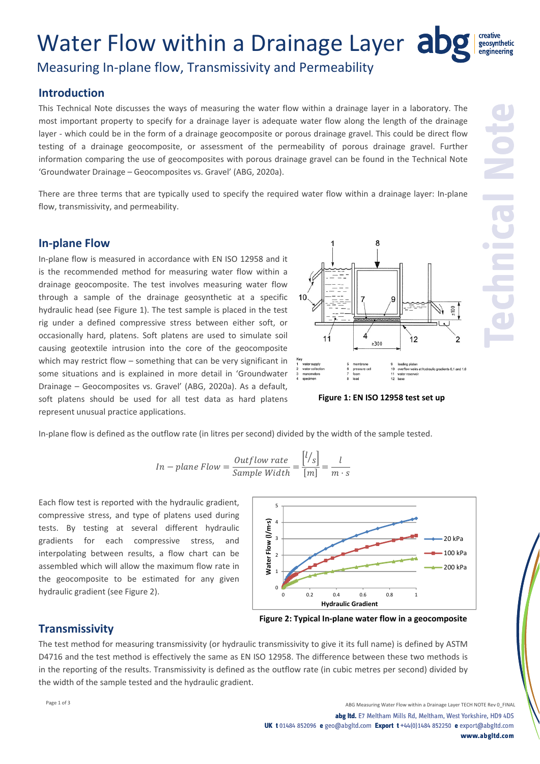# Water Flow within a Drainage Layer

## Measuring In-plane flow, Transmissivity and Permeability

### Introduction

This Technical Note discusses the ways of measuring the water flow within a drainage layer in a laboratory. The most important property to specify for a drainage layer is adequate water flow along the length of the drainage layer - which could be in the form of a drainage geocomposite or porous drainage gravel. This could be direct flow testing of a drainage geocomposite, or assessment of the permeability of porous drainage gravel. Further information comparing the use of geocomposites with porous drainage gravel can be found in the Technical Note 'Groundwater Drainage – Geocomposites vs. Gravel' (ABG, 2020a).

There are three terms that are typically used to specify the required water flow within a drainage layer: In-plane flow, transmissivity, and permeability.

### In-plane Flow

In-plane flow is measured in accordance with EN ISO 12958 and it is the recommended method for measuring water flow within a drainage geocomposite. The test involves measuring water flow through a sample of the drainage geosynthetic at a specific hydraulic head (see Figure 1). The test sample is placed in the test rig under a defined compressive stress between either soft, or occasionally hard, platens. Soft platens are used to simulate soil causing geotextile intrusion into the core of the geocomposite which may restrict flow – something that can be very significant in some situations and is explained in more detail in 'Groundwater Drainage – Geocomposites vs. Gravel' (ABG, 2020a). As a default, soft platens should be used for all test data as hard platens represent unusual practice applications.

Key: 1 water supply; 2 water collection; 3 manometers; 4 specimen; 5 membrane; 6 pressure cell; 7 foam; 8 load; 9 loading platen; 10 overflow weirs at hydraulic gradients 0,1 and 1,0; 11 water reservoir; 12 base

**Figure 1: EN ISO 12958 test set up**

In-plane flow is defined as the outflow rate (in litres per second) divided by the width of the sample tested.

$$In - plane\ Flow = \frac{Outflow\ rate}{Sample\ Width} = \frac{\left[{}^{l}/_{s}\right]}{[m]} = \frac{l}{m \cdot s}$$

Each flow test is reported with the hydraulic gradient, compressive stress, and type of platens used during tests. By testing at several different hydraulic gradients for each compressive stress, and interpolating between results, a flow chart can be assembled which will allow the maximum flow rate in the geocomposite to be estimated for any given hydraulic gradient (see Figure 2).

**Figure 2: Typical In-plane water flow in a geocomposite**

### Transmissivity

The test method for measuring transmissivity (or hydraulic transmissivity to give it its full name) is defined by ASTM D4716 and the test method is effectively the same as EN ISO 12958. The difference between these two methods is in the reporting of the results. Transmissivity is defined as the outflow rate (in cubic metres per second) divided by the width of the sample tested and the hydraulic gradient.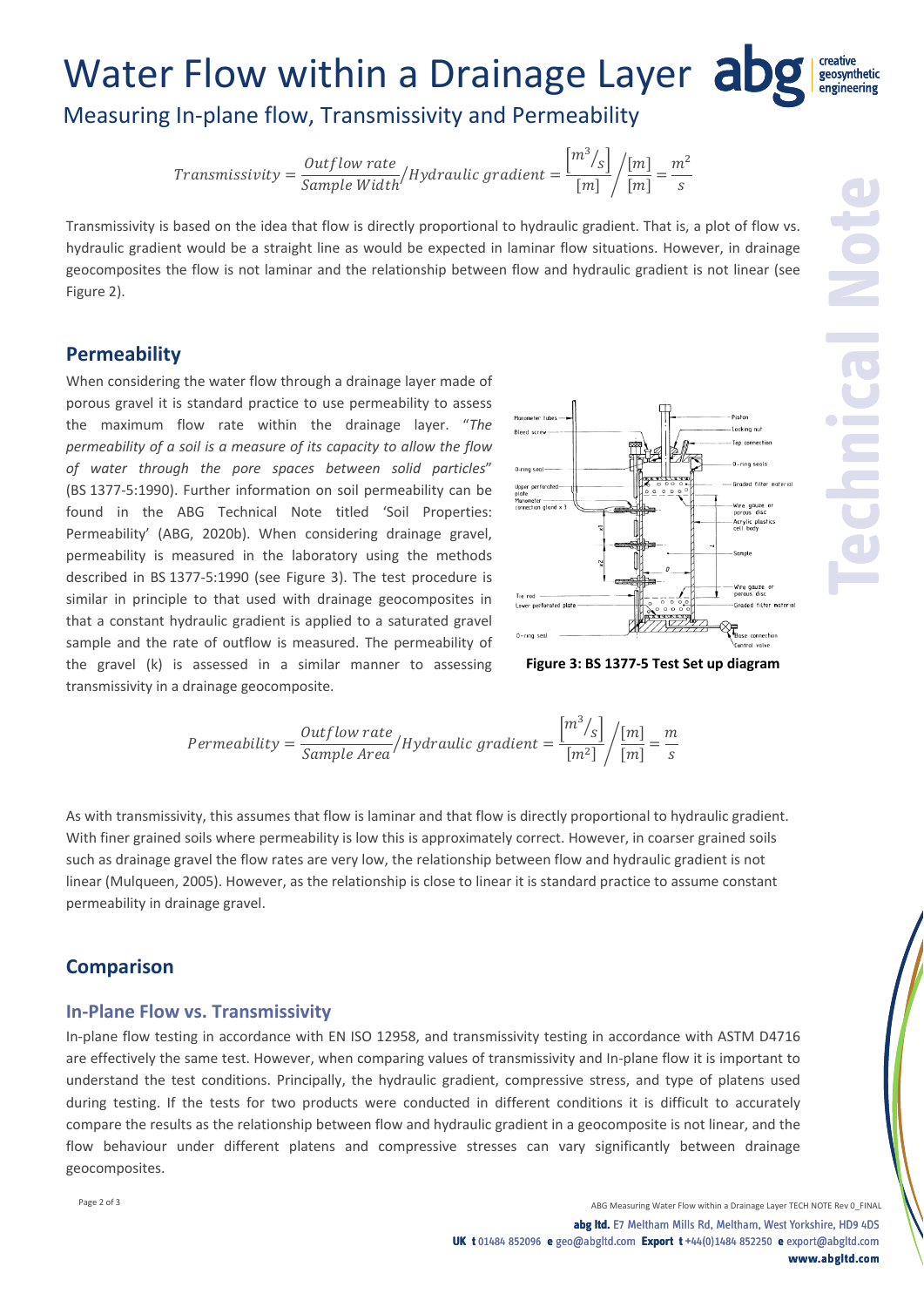# Water Flow within a Drainage Layer

## Measuring In-plane flow, Transmissivity and Permeability

$$Transmissivity = \frac{Outflow\ rate}{Sample\ Width} / Hydraulic\ gradient = \frac{[m^3/s]}{[m]} \bigg/ \frac{[m]}{[m]} = \frac{m^2}{s}$$

Transmissivity is based on the idea that flow is directly proportional to hydraulic gradient. That is, a plot of flow vs. hydraulic gradient would be a straight line as would be expected in laminar flow situations. However, in drainage geocomposites the flow is not laminar and the relationship between flow and hydraulic gradient is not linear (see Figure 2).

## Permeability

When considering the water flow through a drainage layer made of porous gravel it is standard practice to use permeability to assess the maximum flow rate within the drainage layer. "*The permeability of a soil is a measure of its capacity to allow the flow of water through the pore spaces between solid particles*" (BS 1377-5:1990). Further information on soil permeability can be found in the ABG Technical Note titled 'Soil Properties: Permeability' (ABG, 2020b). When considering drainage gravel, permeability is measured in the laboratory using the methods described in BS 1377-5:1990 (see Figure 3). The test procedure is similar in principle to that used with drainage geocomposites in that a constant hydraulic gradient is applied to a saturated gravel sample and the rate of outflow is measured. The permeability of the gravel (k) is assessed in a similar manner to assessing transmissivity in a drainage geocomposite.

**Figure 3: BS 1377-5 Test Set up diagram**

$$Permeability = \frac{Outflow\ rate}{Sample\ Area} / Hydraulic\ gradient = \frac{[m^3/s]}{[m^2]} \bigg/ \frac{[m]}{[m]} = \frac{m}{s}$$

As with transmissivity, this assumes that flow is laminar and that flow is directly proportional to hydraulic gradient. With finer grained soils where permeability is low this is approximately correct. However, in coarser grained soils such as drainage gravel the flow rates are very low, the relationship between flow and hydraulic gradient is not linear (Mulqueen, 2005). However, as the relationship is close to linear it is standard practice to assume constant permeability in drainage gravel.

## Comparison

### In-Plane Flow vs. Transmissivity

In-plane flow testing in accordance with EN ISO 12958, and transmissivity testing in accordance with ASTM D4716 are effectively the same test. However, when comparing values of transmissivity and In-plane flow it is important to understand the test conditions. Principally, the hydraulic gradient, compressive stress, and type of platens used during testing. If the tests for two products were conducted in different conditions it is difficult to accurately compare the results as the relationship between flow and hydraulic gradient in a geocomposite is not linear, and the flow behaviour under different platens and compressive stresses can vary significantly between drainage geocomposites.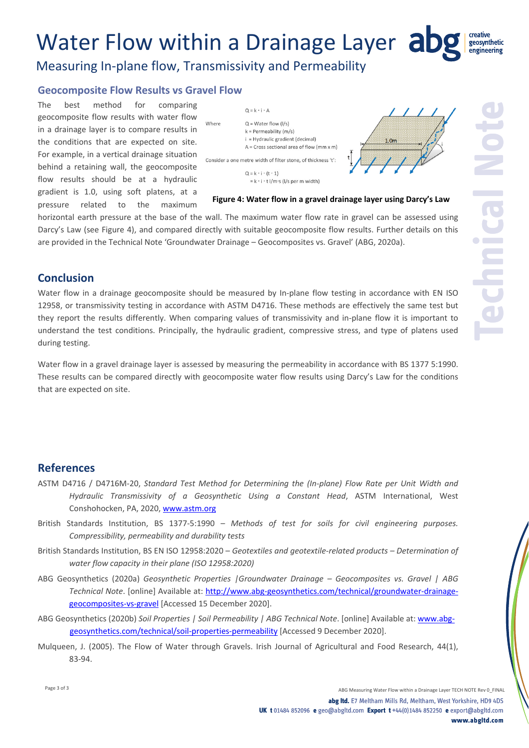# Water Flow within a Drainage Layer

## Measuring In-plane flow, Transmissivity and Permeability

### Geocomposite Flow Results vs Gravel Flow

The best method for comparing geocomposite flow results with water flow in a drainage layer is to compare results in the conditions that are expected on site. For example, in a vertical drainage situation behind a retaining wall, the geocomposite flow results should be at a hydraulic gradient is 1.0, using soft platens, at a pressure related to the maximum horizontal earth pressure at the base of the wall. The maximum water flow rate in gravel can be assessed using Darcy's Law (see Figure 4), and compared directly with suitable geocomposite flow results. Further details on this are provided in the Technical Note 'Groundwater Drainage – Geocomposites vs. Gravel' (ABG, 2020a).

$Q = k \cdot i \cdot A$

Where
- $Q$ = Water flow (l/s)
- $k$ = Permeability (m/s)
- $i$ = Hydraulic gradient (decimal)
- $A$ = Cross sectional area of flow (mm x m)

Consider a one metre width of filter stone, of thickness 't':

$Q = k \cdot i \cdot (t \cdot 1)$
$= k \cdot i \cdot t$ l/m·s (l/s per m width)

1.0m
t
i

**Figure 4: Water flow in a gravel drainage layer using Darcy's Law**

## Conclusion

Water flow in a drainage geocomposite should be measured by In-plane flow testing in accordance with EN ISO 12958, or transmissivity testing in accordance with ASTM D4716. These methods are effectively the same test but they report the results differently. When comparing values of transmissivity and in-plane flow it is important to understand the test conditions. Principally, the hydraulic gradient, compressive stress, and type of platens used during testing.

Water flow in a gravel drainage layer is assessed by measuring the permeability in accordance with BS 1377 5:1990. These results can be compared directly with geocomposite water flow results using Darcy's Law for the conditions that are expected on site.

## References

ASTM D4716 / D4716M-20, *Standard Test Method for Determining the (In-plane) Flow Rate per Unit Width and Hydraulic Transmissivity of a Geosynthetic Using a Constant Head*, ASTM International, West Conshohocken, PA, 2020, www.astm.org

British Standards Institution, BS 1377-5:1990 – *Methods of test for soils for civil engineering purposes. Compressibility, permeability and durability tests*

British Standards Institution, BS EN ISO 12958:2020 – *Geotextiles and geotextile-related products – Determination of water flow capacity in their plane (ISO 12958:2020)*

ABG Geosynthetics (2020a) *Geosynthetic Properties |Groundwater Drainage – Geocomposites vs. Gravel | ABG Technical Note*. [online] Available at: http://www.abg-geosynthetics.com/technical/groundwater-drainage-geocomposites-vs-gravel [Accessed 15 December 2020].

ABG Geosynthetics (2020b) *Soil Properties | Soil Permeability | ABG Technical Note*. [online] Available at: www.abg-geosynthetics.com/technical/soil-properties-permeability [Accessed 9 December 2020].

Mulqueen, J. (2005). The Flow of Water through Gravels. Irish Journal of Agricultural and Food Research, 44(1), 83-94.